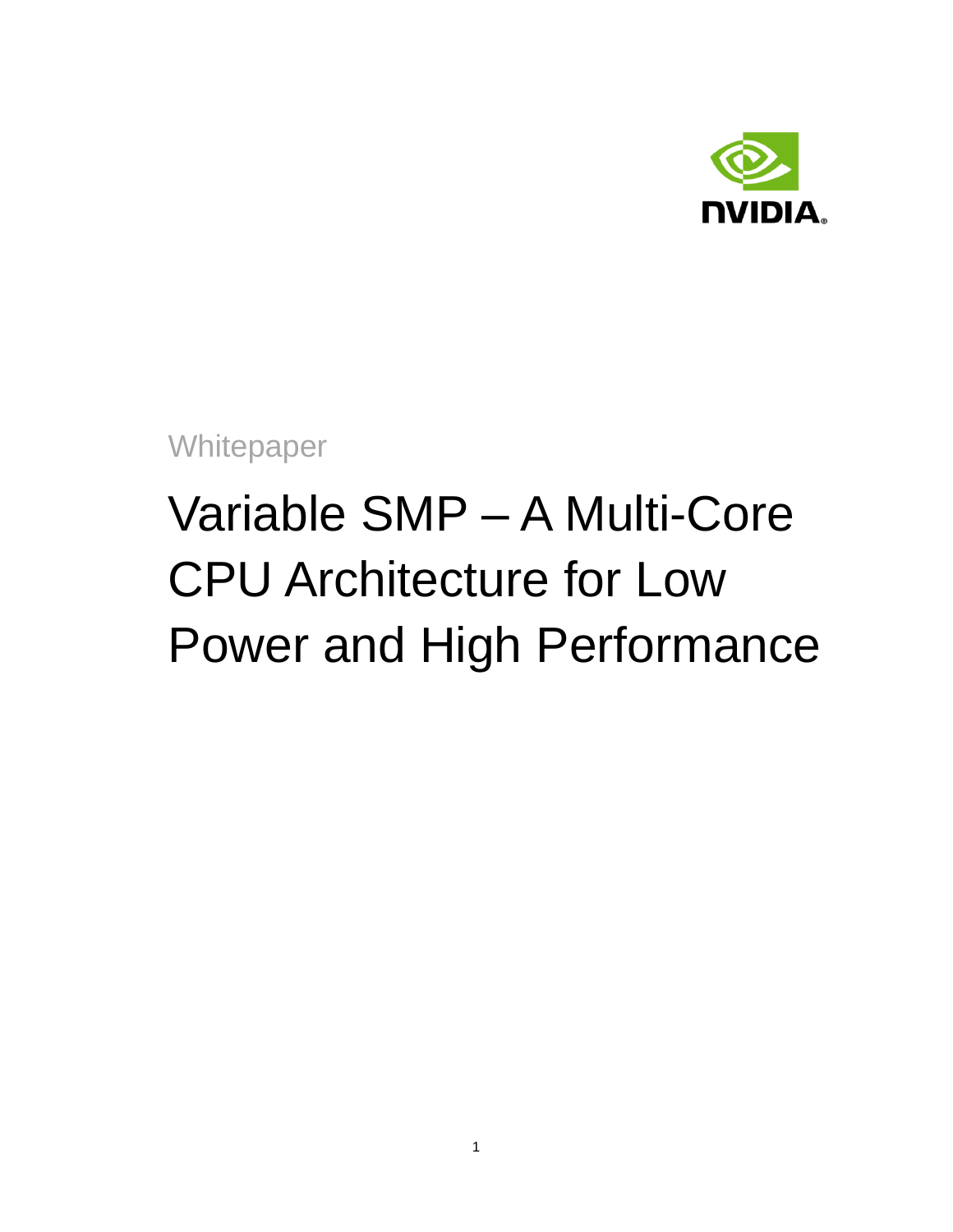Whitepaper

# Variable SMP – A Multi-Core CPU Architecture for Low Power and High Performance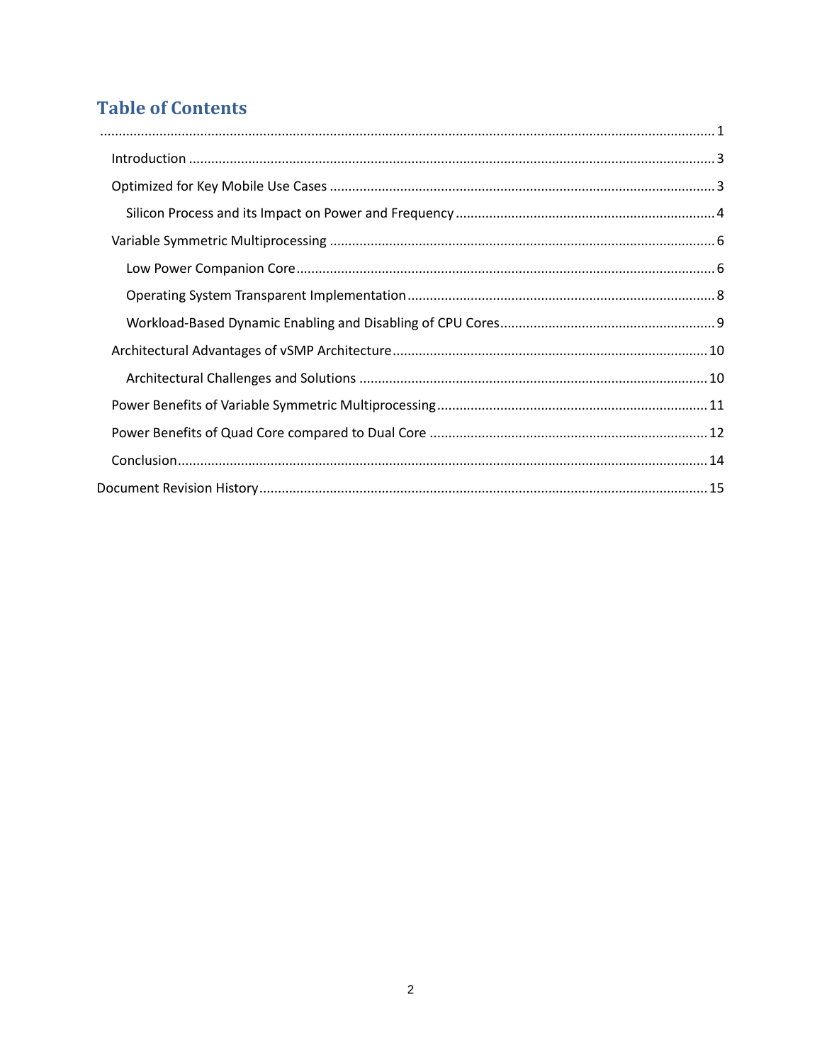# Table of Contents

.................................................................................................................................................... 1

- Introduction ................................................................................................................................ 3
- Optimized for Key Mobile Use Cases ........................................................................................ 3
  - Silicon Process and its Impact on Power and Frequency ....................................................... 4
- Variable Symmetric Multiprocessing ........................................................................................ 6
  - Low Power Companion Core ................................................................................................ 6
  - Operating System Transparent Implementation ................................................................... 8
  - Workload-Based Dynamic Enabling and Disabling of CPU Cores .......................................... 9
- Architectural Advantages of vSMP Architecture ..................................................................... 10
  - Architectural Challenges and Solutions ............................................................................... 10
- Power Benefits of Variable Symmetric Multiprocessing ......................................................... 11
- Power Benefits of Quad Core compared to Dual Core ........................................................... 12
- Conclusion ............................................................................................................................... 14

Document Revision History ......................................................................................................... 15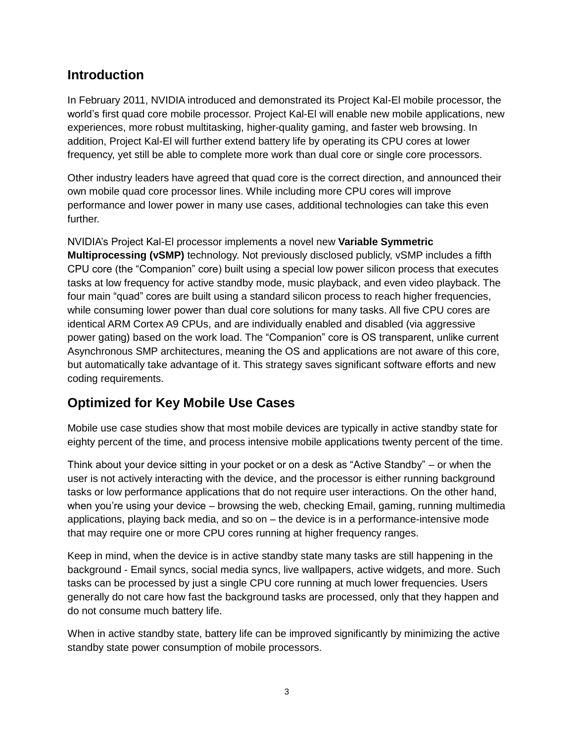## Introduction

In February 2011, NVIDIA introduced and demonstrated its Project Kal-El mobile processor, the world's first quad core mobile processor. Project Kal-El will enable new mobile applications, new experiences, more robust multitasking, higher-quality gaming, and faster web browsing. In addition, Project Kal-El will further extend battery life by operating its CPU cores at lower frequency, yet still be able to complete more work than dual core or single core processors.

Other industry leaders have agreed that quad core is the correct direction, and announced their own mobile quad core processor lines. While including more CPU cores will improve performance and lower power in many use cases, additional technologies can take this even further.

NVIDIA's Project Kal-El processor implements a novel new **Variable Symmetric Multiprocessing (vSMP)** technology. Not previously disclosed publicly, vSMP includes a fifth CPU core (the "Companion" core) built using a special low power silicon process that executes tasks at low frequency for active standby mode, music playback, and even video playback. The four main "quad" cores are built using a standard silicon process to reach higher frequencies, while consuming lower power than dual core solutions for many tasks. All five CPU cores are identical ARM Cortex A9 CPUs, and are individually enabled and disabled (via aggressive power gating) based on the work load. The "Companion" core is OS transparent, unlike current Asynchronous SMP architectures, meaning the OS and applications are not aware of this core, but automatically take advantage of it. This strategy saves significant software efforts and new coding requirements.

## Optimized for Key Mobile Use Cases

Mobile use case studies show that most mobile devices are typically in active standby state for eighty percent of the time, and process intensive mobile applications twenty percent of the time.

Think about your device sitting in your pocket or on a desk as "Active Standby" – or when the user is not actively interacting with the device, and the processor is either running background tasks or low performance applications that do not require user interactions. On the other hand, when you're using your device – browsing the web, checking Email, gaming, running multimedia applications, playing back media, and so on – the device is in a performance-intensive mode that may require one or more CPU cores running at higher frequency ranges.

Keep in mind, when the device is in active standby state many tasks are still happening in the background - Email syncs, social media syncs, live wallpapers, active widgets, and more. Such tasks can be processed by just a single CPU core running at much lower frequencies. Users generally do not care how fast the background tasks are processed, only that they happen and do not consume much battery life.

When in active standby state, battery life can be improved significantly by minimizing the active standby state power consumption of mobile processors.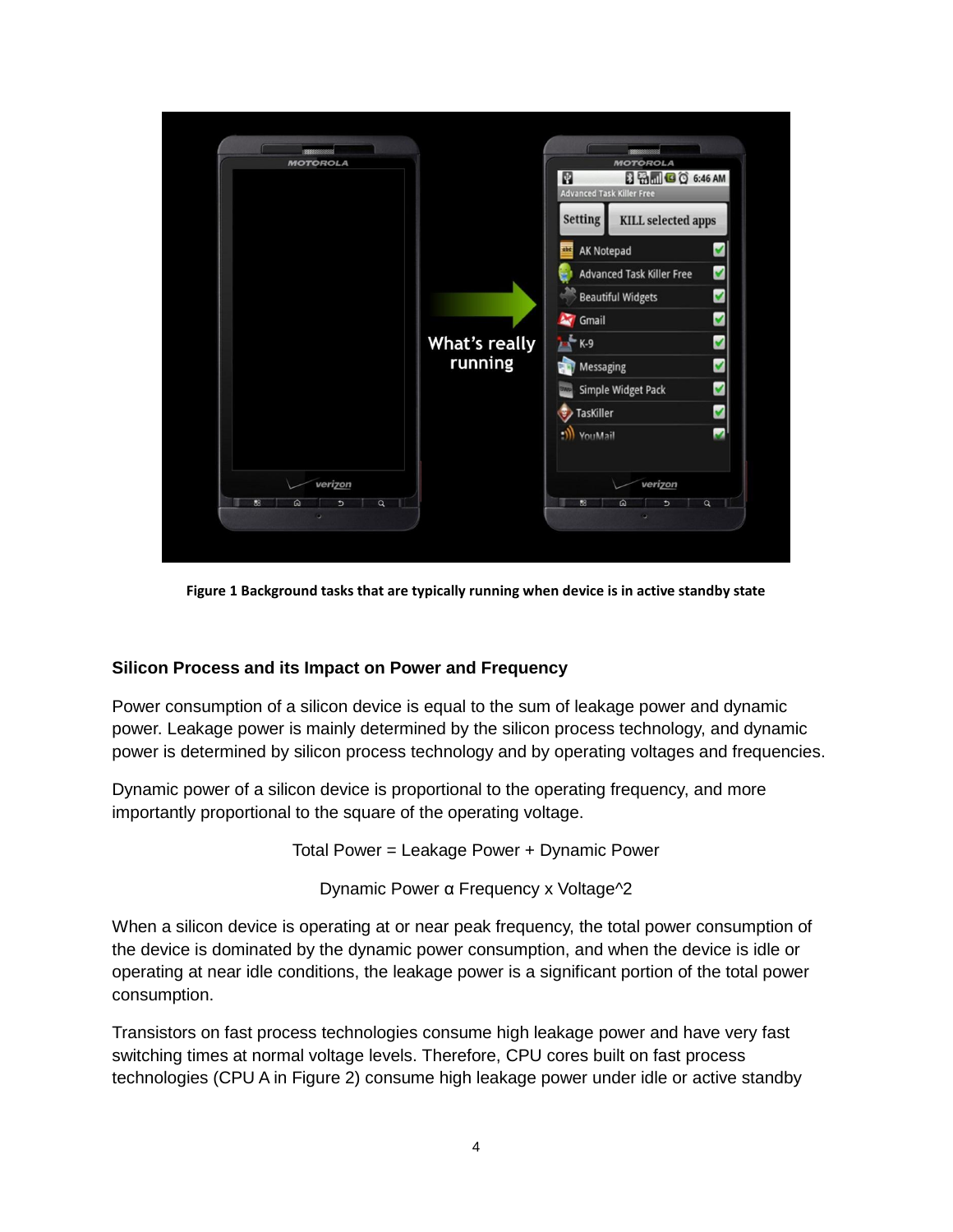Figure 1 Background tasks that are typically running when device is in active standby state

### Silicon Process and its Impact on Power and Frequency

Power consumption of a silicon device is equal to the sum of leakage power and dynamic power. Leakage power is mainly determined by the silicon process technology, and dynamic power is determined by silicon process technology and by operating voltages and frequencies.

Dynamic power of a silicon device is proportional to the operating frequency, and more importantly proportional to the square of the operating voltage.

$$\text{Total Power} = \text{Leakage Power} + \text{Dynamic Power}$$

$$\text{Dynamic Power} \propto \text{Frequency} \times \text{Voltage}^2$$

When a silicon device is operating at or near peak frequency, the total power consumption of the device is dominated by the dynamic power consumption, and when the device is idle or operating at near idle conditions, the leakage power is a significant portion of the total power consumption.

Transistors on fast process technologies consume high leakage power and have very fast switching times at normal voltage levels. Therefore, CPU cores built on fast process technologies (CPU A in Figure 2) consume high leakage power under idle or active standby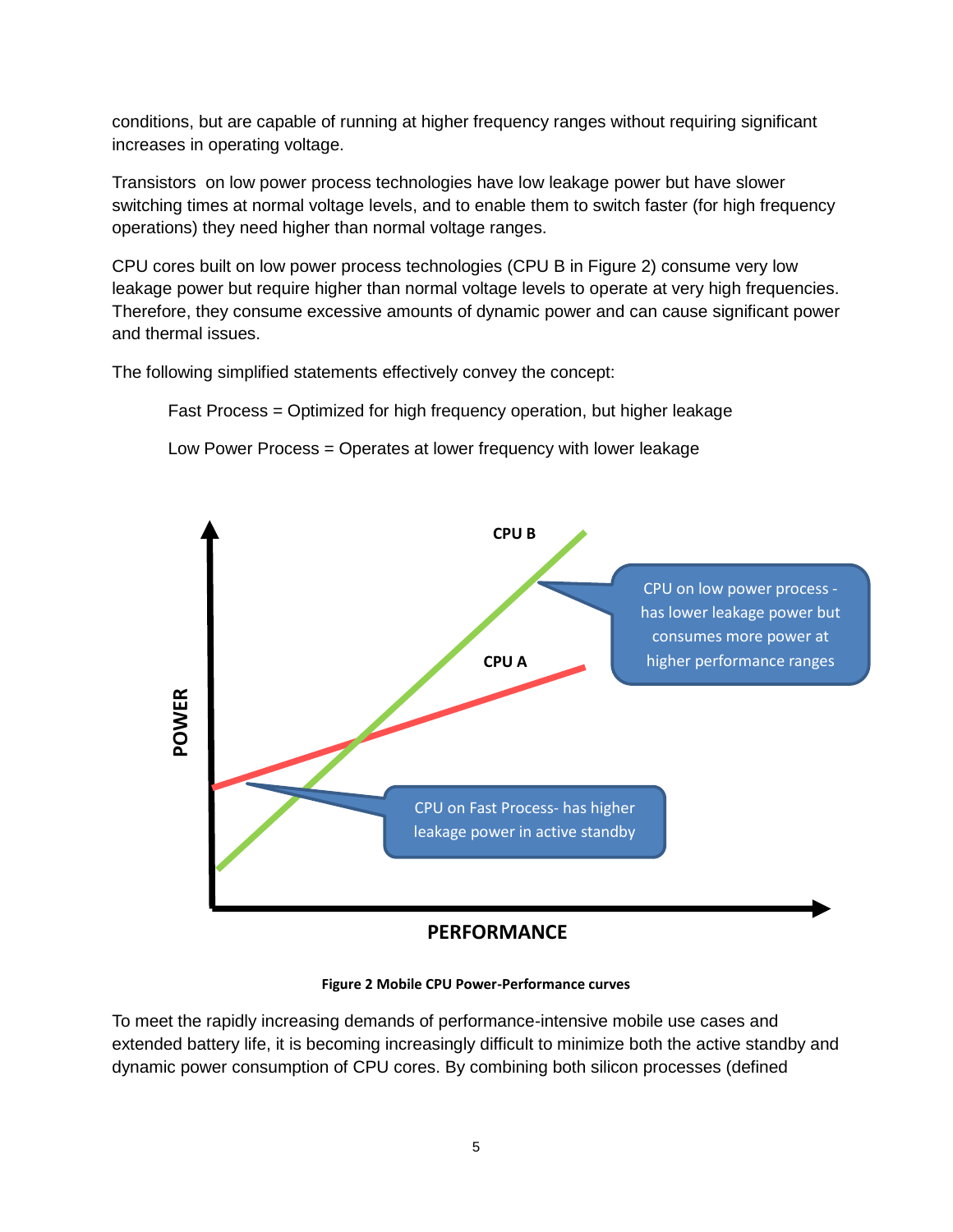conditions, but are capable of running at higher frequency ranges without requiring significant increases in operating voltage.

Transistors on low power process technologies have low leakage power but have slower switching times at normal voltage levels, and to enable them to switch faster (for high frequency operations) they need higher than normal voltage ranges.

CPU cores built on low power process technologies (CPU B in Figure 2) consume very low leakage power but require higher than normal voltage levels to operate at very high frequencies. Therefore, they consume excessive amounts of dynamic power and can cause significant power and thermal issues.

The following simplified statements effectively convey the concept:

> Fast Process = Optimized for high frequency operation, but higher leakage
>
> Low Power Process = Operates at lower frequency with lower leakage

**Figure 2 Mobile CPU Power-Performance curves**

To meet the rapidly increasing demands of performance-intensive mobile use cases and extended battery life, it is becoming increasingly difficult to minimize both the active standby and dynamic power consumption of CPU cores. By combining both silicon processes (defined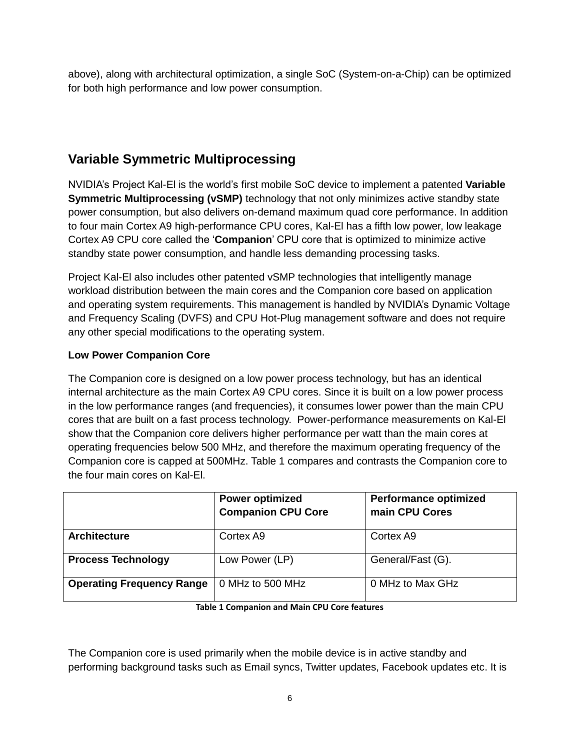above), along with architectural optimization, a single SoC (System-on-a-Chip) can be optimized for both high performance and low power consumption.

## Variable Symmetric Multiprocessing

NVIDIA's Project Kal-El is the world's first mobile SoC device to implement a patented **Variable Symmetric Multiprocessing (vSMP)** technology that not only minimizes active standby state power consumption, but also delivers on-demand maximum quad core performance. In addition to four main Cortex A9 high-performance CPU cores, Kal-El has a fifth low power, low leakage Cortex A9 CPU core called the '**Companion**' CPU core that is optimized to minimize active standby state power consumption, and handle less demanding processing tasks.

Project Kal-El also includes other patented vSMP technologies that intelligently manage workload distribution between the main cores and the Companion core based on application and operating system requirements. This management is handled by NVIDIA's Dynamic Voltage and Frequency Scaling (DVFS) and CPU Hot-Plug management software and does not require any other special modifications to the operating system.

### Low Power Companion Core

The Companion core is designed on a low power process technology, but has an identical internal architecture as the main Cortex A9 CPU cores. Since it is built on a low power process in the low performance ranges (and frequencies), it consumes lower power than the main CPU cores that are built on a fast process technology. Power-performance measurements on Kal-El show that the Companion core delivers higher performance per watt than the main cores at operating frequencies below 500 MHz, and therefore the maximum operating frequency of the Companion core is capped at 500MHz. Table 1 compares and contrasts the Companion core to the four main cores on Kal-El.

| | **Power optimized Companion CPU Core** | **Performance optimized main CPU Cores** |
|---|---|---|
| **Architecture** | Cortex A9 | Cortex A9 |
| **Process Technology** | Low Power (LP) | General/Fast (G). |
| **Operating Frequency Range** | 0 MHz to 500 MHz | 0 MHz to Max GHz |

**Table 1 Companion and Main CPU Core features**

The Companion core is used primarily when the mobile device is in active standby and performing background tasks such as Email syncs, Twitter updates, Facebook updates etc. It is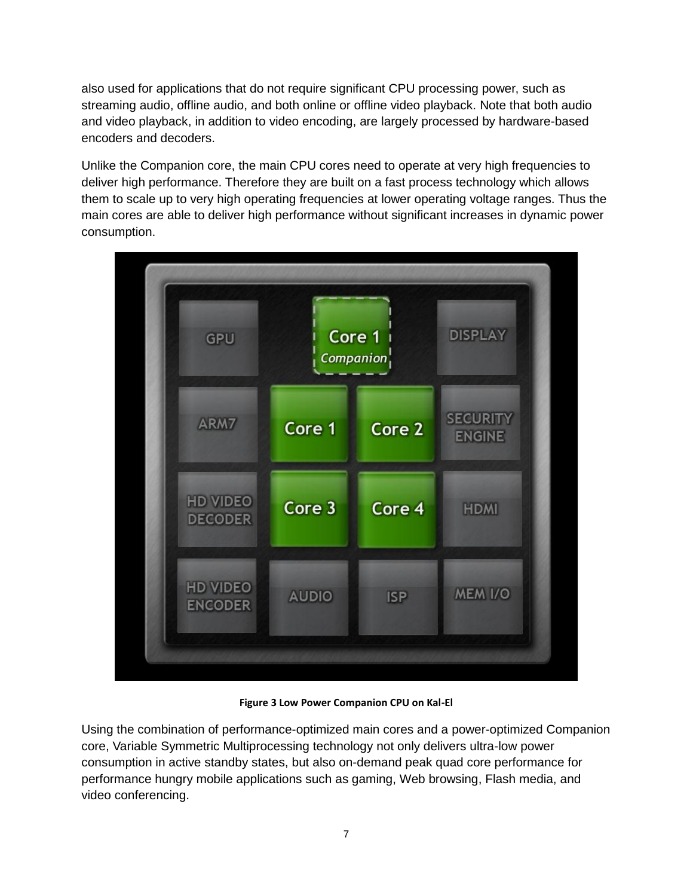also used for applications that do not require significant CPU processing power, such as streaming audio, offline audio, and both online or offline video playback. Note that both audio and video playback, in addition to video encoding, are largely processed by hardware-based encoders and decoders.

Unlike the Companion core, the main CPU cores need to operate at very high frequencies to deliver high performance. Therefore they are built on a fast process technology which allows them to scale up to very high operating frequencies at lower operating voltage ranges. Thus the main cores are able to deliver high performance without significant increases in dynamic power consumption.

**Figure 3 Low Power Companion CPU on Kal-El**

Using the combination of performance-optimized main cores and a power-optimized Companion core, Variable Symmetric Multiprocessing technology not only delivers ultra-low power consumption in active standby states, but also on-demand peak quad core performance for performance hungry mobile applications such as gaming, Web browsing, Flash media, and video conferencing.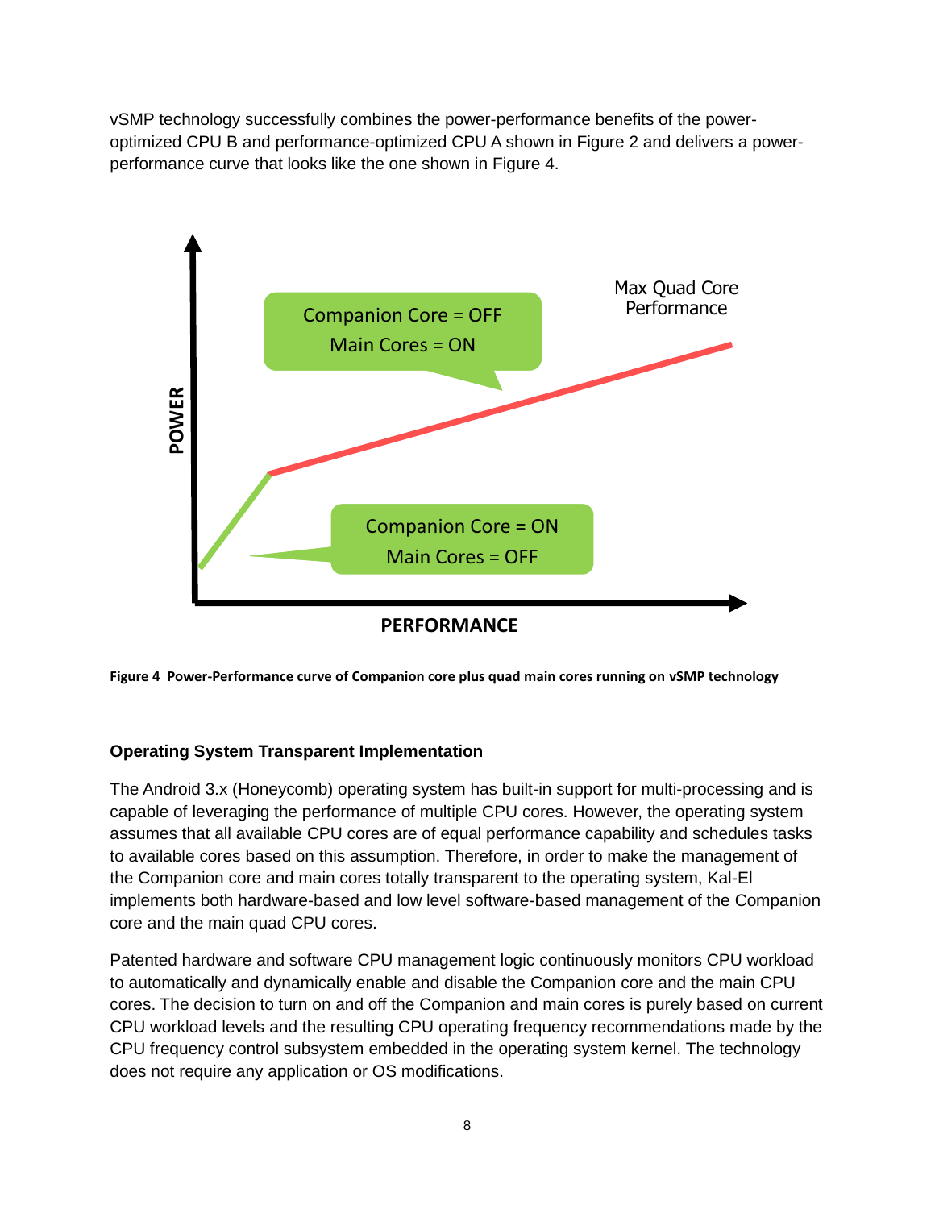vSMP technology successfully combines the power-performance benefits of the power-optimized CPU B and performance-optimized CPU A shown in Figure 2 and delivers a power-performance curve that looks like the one shown in Figure 4.

**Figure 4 Power-Performance curve of Companion core plus quad main cores running on vSMP technology**

### Operating System Transparent Implementation

The Android 3.x (Honeycomb) operating system has built-in support for multi-processing and is capable of leveraging the performance of multiple CPU cores. However, the operating system assumes that all available CPU cores are of equal performance capability and schedules tasks to available cores based on this assumption. Therefore, in order to make the management of the Companion core and main cores totally transparent to the operating system, Kal-El implements both hardware-based and low level software-based management of the Companion core and the main quad CPU cores.

Patented hardware and software CPU management logic continuously monitors CPU workload to automatically and dynamically enable and disable the Companion core and the main CPU cores. The decision to turn on and off the Companion and main cores is purely based on current CPU workload levels and the resulting CPU operating frequency recommendations made by the CPU frequency control subsystem embedded in the operating system kernel. The technology does not require any application or OS modifications.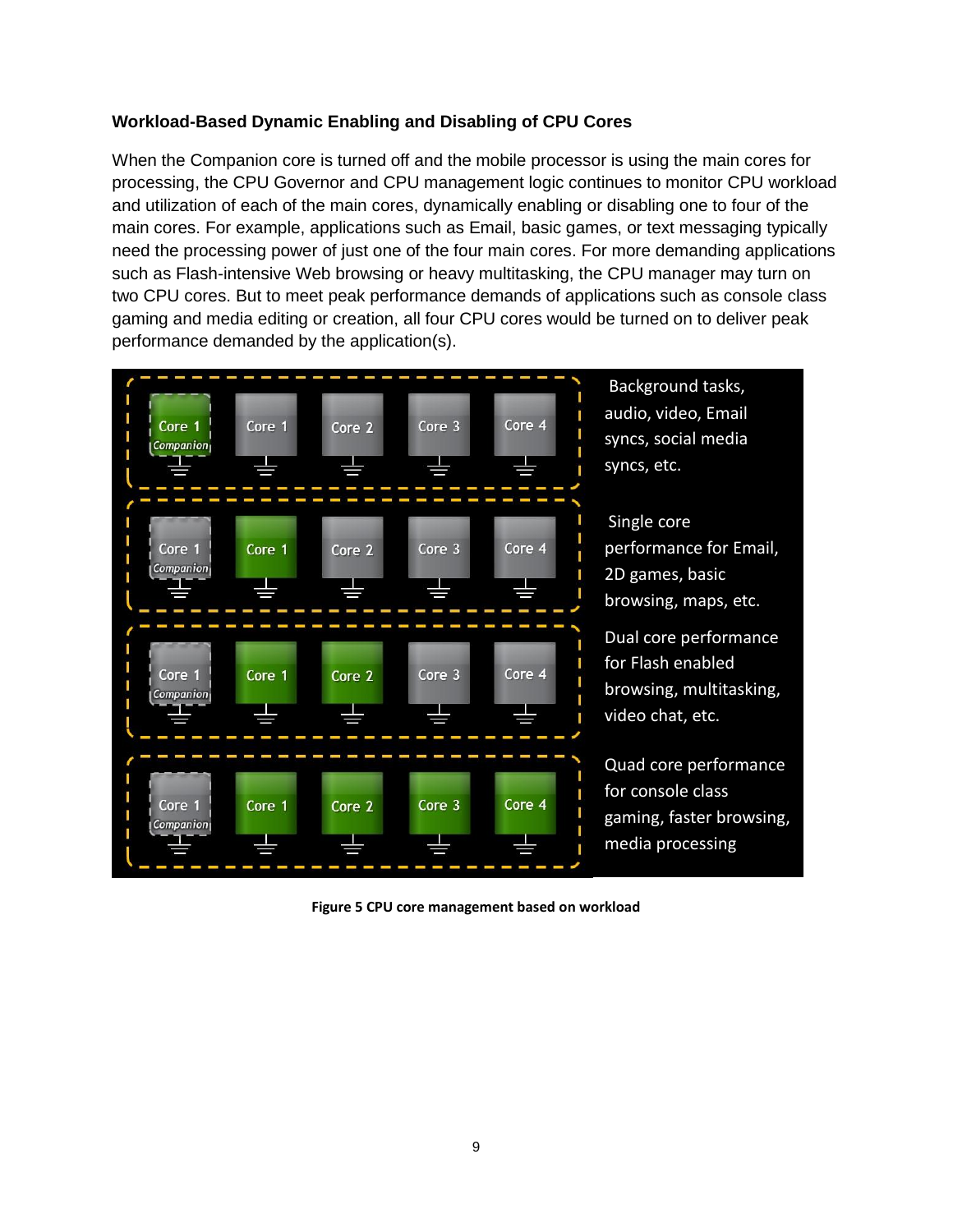### Workload-Based Dynamic Enabling and Disabling of CPU Cores

When the Companion core is turned off and the mobile processor is using the main cores for processing, the CPU Governor and CPU management logic continues to monitor CPU workload and utilization of each of the main cores, dynamically enabling or disabling one to four of the main cores. For example, applications such as Email, basic games, or text messaging typically need the processing power of just one of the four main cores. For more demanding applications such as Flash-intensive Web browsing or heavy multitasking, the CPU manager may turn on two CPU cores. But to meet peak performance demands of applications such as console class gaming and media editing or creation, all four CPU cores would be turned on to deliver peak performance demanded by the application(s).

| Core 1 Companion | Core 1 | Core 2 | Core 3 | Core 4 | Background tasks, audio, video, Email syncs, social media syncs, etc. |
| --- | --- | --- | --- | --- | --- |
| Core 1 Companion | Core 1 | Core 2 | Core 3 | Core 4 | Single core performance for Email, 2D games, basic browsing, maps, etc. |
| Core 1 Companion | Core 1 | Core 2 | Core 3 | Core 4 | Dual core performance for Flash enabled browsing, multitasking, video chat, etc. |
| Core 1 Companion | Core 1 | Core 2 | Core 3 | Core 4 | Quad core performance for console class gaming, faster browsing, media processing |

**Figure 5 CPU core management based on workload**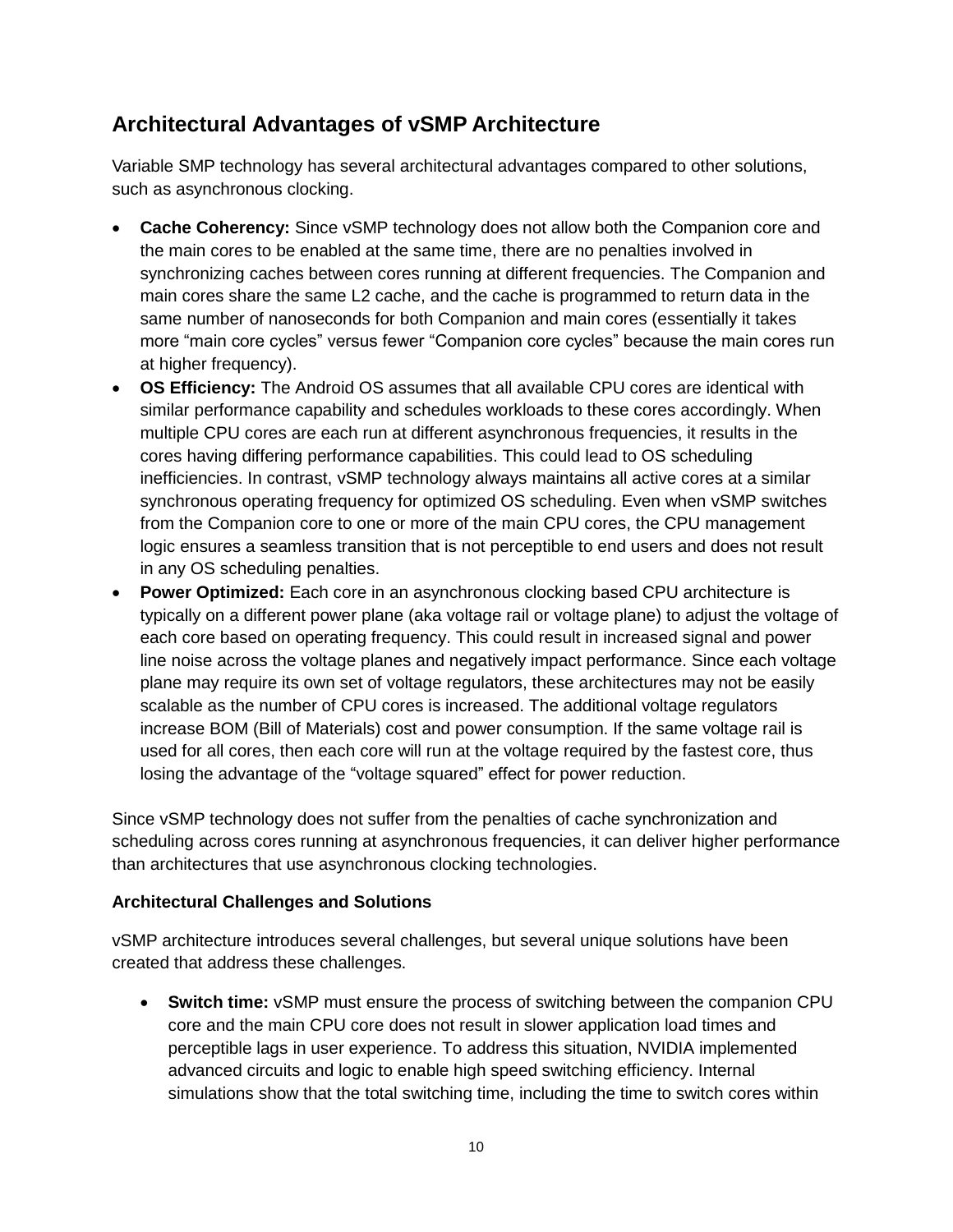## Architectural Advantages of vSMP Architecture

Variable SMP technology has several architectural advantages compared to other solutions, such as asynchronous clocking.

- **Cache Coherency:** Since vSMP technology does not allow both the Companion core and the main cores to be enabled at the same time, there are no penalties involved in synchronizing caches between cores running at different frequencies. The Companion and main cores share the same L2 cache, and the cache is programmed to return data in the same number of nanoseconds for both Companion and main cores (essentially it takes more "main core cycles" versus fewer "Companion core cycles" because the main cores run at higher frequency).
- **OS Efficiency:** The Android OS assumes that all available CPU cores are identical with similar performance capability and schedules workloads to these cores accordingly. When multiple CPU cores are each run at different asynchronous frequencies, it results in the cores having differing performance capabilities. This could lead to OS scheduling inefficiencies. In contrast, vSMP technology always maintains all active cores at a similar synchronous operating frequency for optimized OS scheduling. Even when vSMP switches from the Companion core to one or more of the main CPU cores, the CPU management logic ensures a seamless transition that is not perceptible to end users and does not result in any OS scheduling penalties.
- **Power Optimized:** Each core in an asynchronous clocking based CPU architecture is typically on a different power plane (aka voltage rail or voltage plane) to adjust the voltage of each core based on operating frequency. This could result in increased signal and power line noise across the voltage planes and negatively impact performance. Since each voltage plane may require its own set of voltage regulators, these architectures may not be easily scalable as the number of CPU cores is increased. The additional voltage regulators increase BOM (Bill of Materials) cost and power consumption. If the same voltage rail is used for all cores, then each core will run at the voltage required by the fastest core, thus losing the advantage of the "voltage squared" effect for power reduction.

Since vSMP technology does not suffer from the penalties of cache synchronization and scheduling across cores running at asynchronous frequencies, it can deliver higher performance than architectures that use asynchronous clocking technologies.

### Architectural Challenges and Solutions

vSMP architecture introduces several challenges, but several unique solutions have been created that address these challenges.

- **Switch time:** vSMP must ensure the process of switching between the companion CPU core and the main CPU core does not result in slower application load times and perceptible lags in user experience. To address this situation, NVIDIA implemented advanced circuits and logic to enable high speed switching efficiency. Internal simulations show that the total switching time, including the time to switch cores within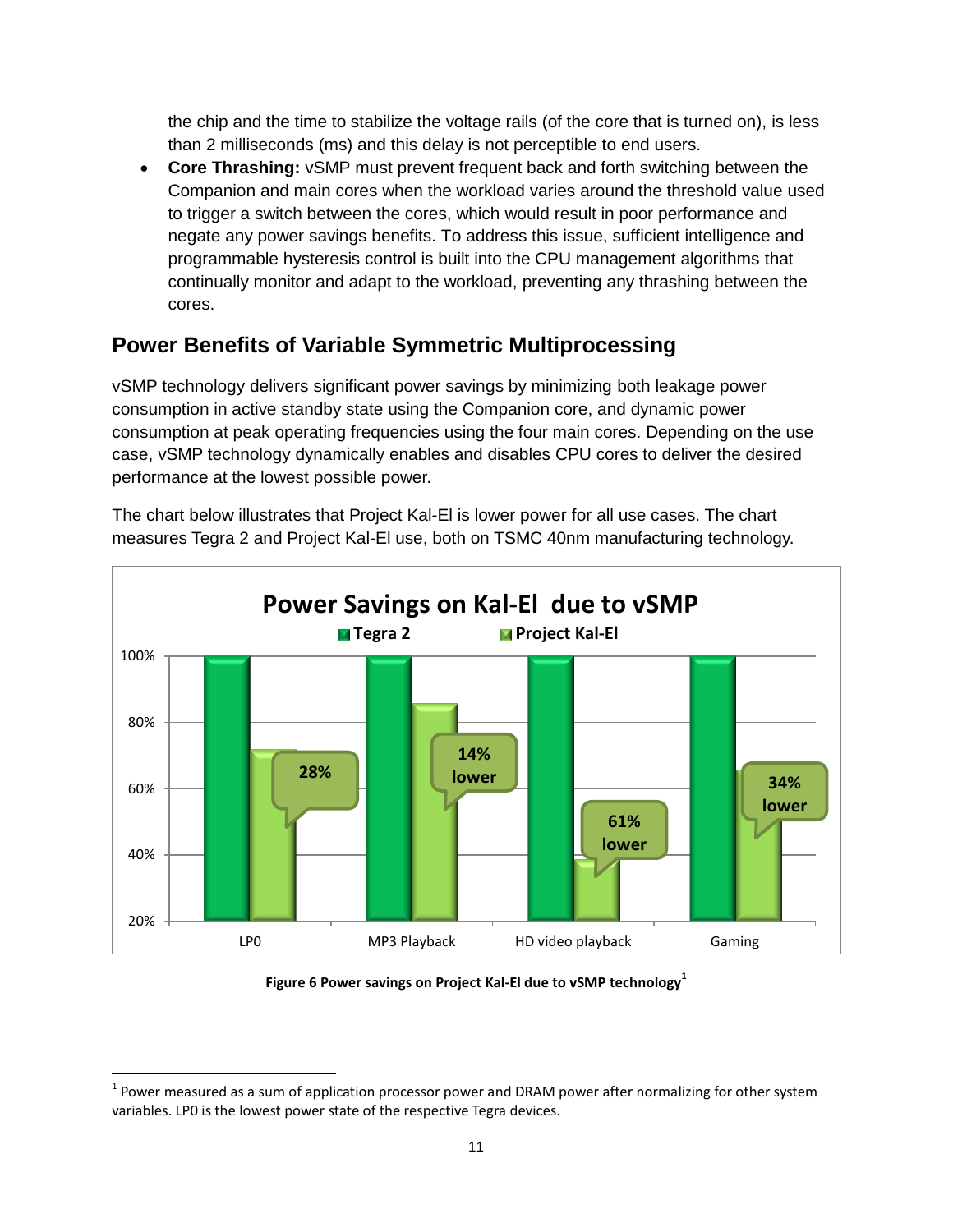the chip and the time to stabilize the voltage rails (of the core that is turned on), is less than 2 milliseconds (ms) and this delay is not perceptible to end users.

- **Core Thrashing:** vSMP must prevent frequent back and forth switching between the Companion and main cores when the workload varies around the threshold value used to trigger a switch between the cores, which would result in poor performance and negate any power savings benefits. To address this issue, sufficient intelligence and programmable hysteresis control is built into the CPU management algorithms that continually monitor and adapt to the workload, preventing any thrashing between the cores.

## Power Benefits of Variable Symmetric Multiprocessing

vSMP technology delivers significant power savings by minimizing both leakage power consumption in active standby state using the Companion core, and dynamic power consumption at peak operating frequencies using the four main cores. Depending on the use case, vSMP technology dynamically enables and disables CPU cores to deliver the desired performance at the lowest possible power.

The chart below illustrates that Project Kal-El is lower power for all use cases. The chart measures Tegra 2 and Project Kal-El use, both on TSMC 40nm manufacturing technology.

**Power Savings on Kal-El due to vSMP**

| Use case | Tegra 2 | Project Kal-El | Savings |
|---|---|---|---|
| LP0 | 100% | ~72% | 28% |
| MP3 Playback | 100% | ~86% | 14% lower |
| HD video playback | 100% | ~39% | 61% lower |
| Gaming | 100% | ~66% | 34% lower |

**Figure 6 Power savings on Project Kal-El due to vSMP technology**[1]

[1] Power measured as a sum of application processor power and DRAM power after normalizing for other system variables. LP0 is the lowest power state of the respective Tegra devices.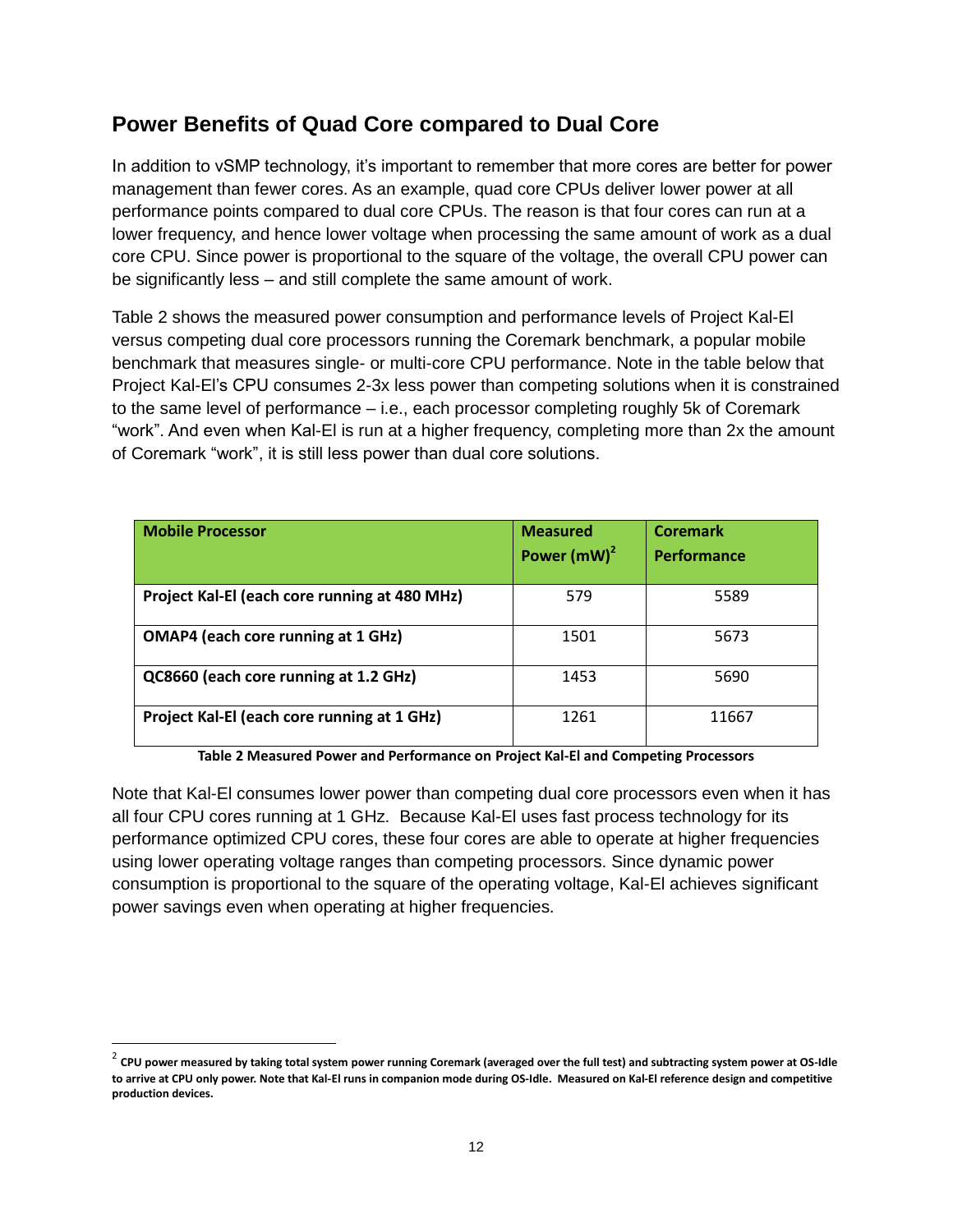## Power Benefits of Quad Core compared to Dual Core

In addition to vSMP technology, it's important to remember that more cores are better for power management than fewer cores. As an example, quad core CPUs deliver lower power at all performance points compared to dual core CPUs. The reason is that four cores can run at a lower frequency, and hence lower voltage when processing the same amount of work as a dual core CPU. Since power is proportional to the square of the voltage, the overall CPU power can be significantly less – and still complete the same amount of work.

Table 2 shows the measured power consumption and performance levels of Project Kal-El versus competing dual core processors running the Coremark benchmark, a popular mobile benchmark that measures single- or multi-core CPU performance. Note in the table below that Project Kal-El's CPU consumes 2-3x less power than competing solutions when it is constrained to the same level of performance – i.e., each processor completing roughly 5k of Coremark "work". And even when Kal-El is run at a higher frequency, completing more than 2x the amount of Coremark "work", it is still less power than dual core solutions.

| Mobile Processor | Measured Power (mW)[2] | Coremark Performance |
|---|---|---|
| Project Kal-El (each core running at 480 MHz) | 579 | 5589 |
| OMAP4 (each core running at 1 GHz) | 1501 | 5673 |
| QC8660 (each core running at 1.2 GHz) | 1453 | 5690 |
| Project Kal-El (each core running at 1 GHz) | 1261 | 11667 |

**Table 2 Measured Power and Performance on Project Kal-El and Competing Processors**

Note that Kal-El consumes lower power than competing dual core processors even when it has all four CPU cores running at 1 GHz. Because Kal-El uses fast process technology for its performance optimized CPU cores, these four cores are able to operate at higher frequencies using lower operating voltage ranges than competing processors. Since dynamic power consumption is proportional to the square of the operating voltage, Kal-El achieves significant power savings even when operating at higher frequencies.

[2] **CPU power measured by taking total system power running Coremark (averaged over the full test) and subtracting system power at OS-Idle to arrive at CPU only power. Note that Kal-El runs in companion mode during OS-Idle. Measured on Kal-El reference design and competitive production devices.**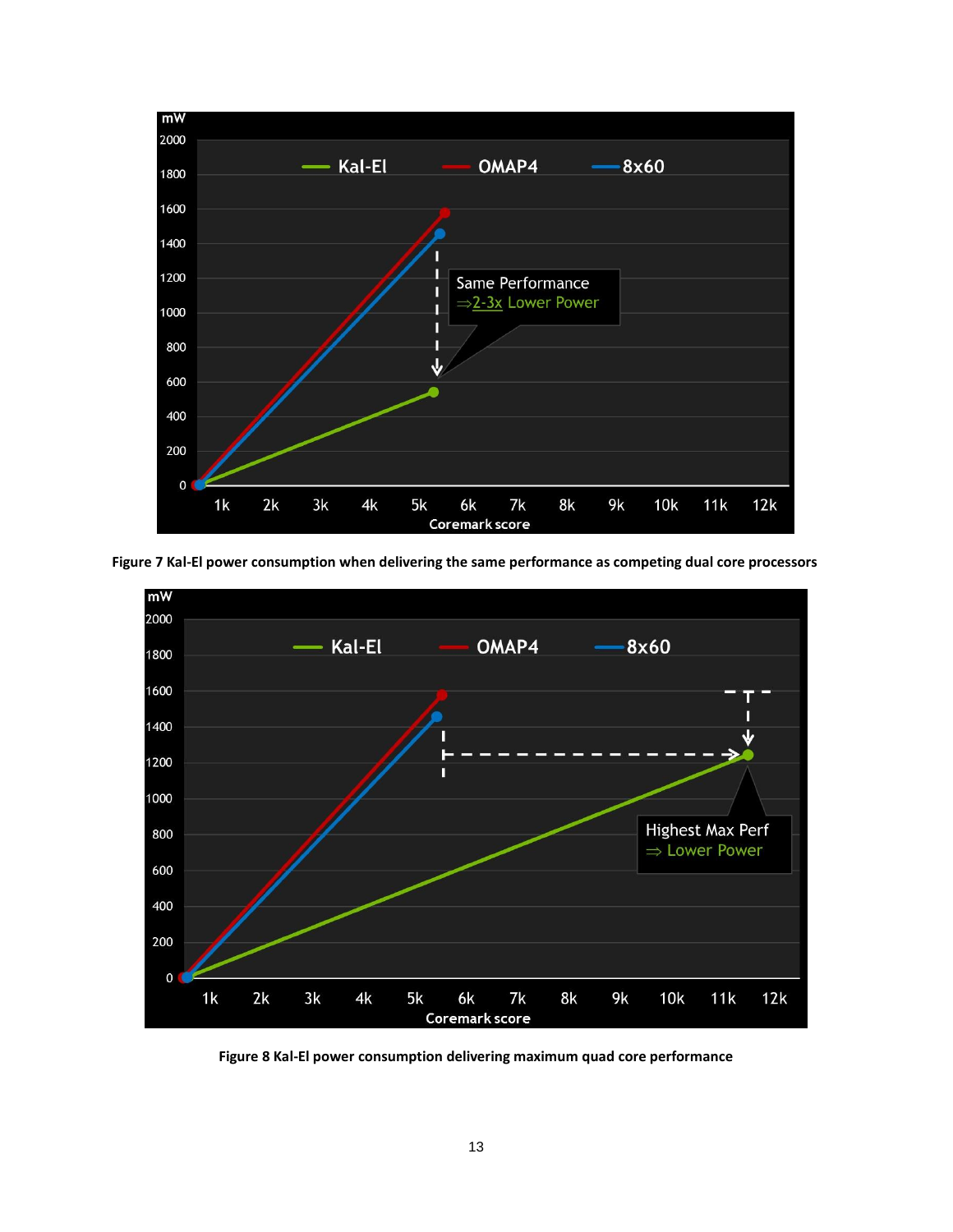Figure 7 Kal-El power consumption when delivering the same performance as competing dual core processors

Figure 8 Kal-El power consumption delivering maximum quad core performance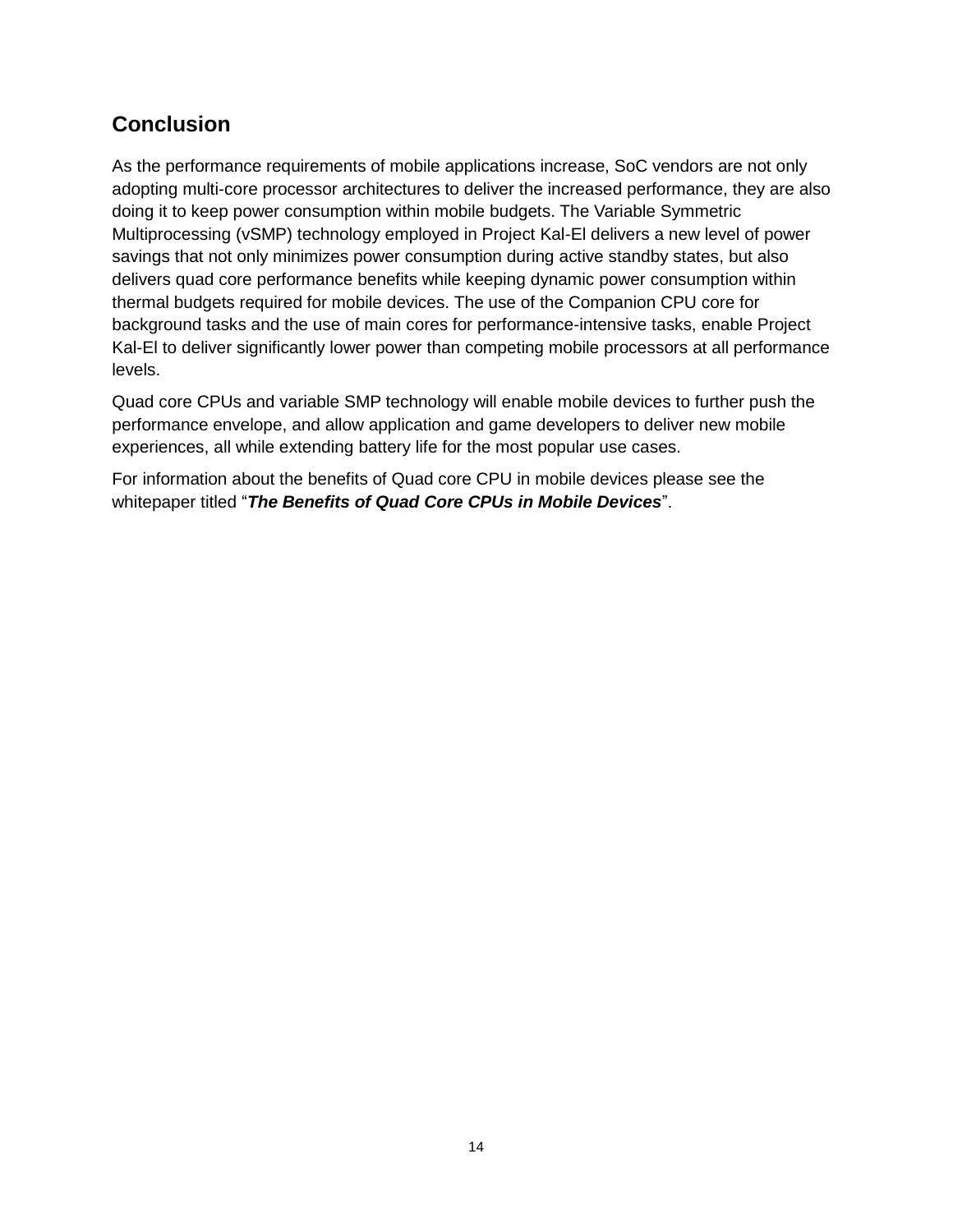## Conclusion

As the performance requirements of mobile applications increase, SoC vendors are not only adopting multi-core processor architectures to deliver the increased performance, they are also doing it to keep power consumption within mobile budgets. The Variable Symmetric Multiprocessing (vSMP) technology employed in Project Kal-El delivers a new level of power savings that not only minimizes power consumption during active standby states, but also delivers quad core performance benefits while keeping dynamic power consumption within thermal budgets required for mobile devices. The use of the Companion CPU core for background tasks and the use of main cores for performance-intensive tasks, enable Project Kal-El to deliver significantly lower power than competing mobile processors at all performance levels.

Quad core CPUs and variable SMP technology will enable mobile devices to further push the performance envelope, and allow application and game developers to deliver new mobile experiences, all while extending battery life for the most popular use cases.

For information about the benefits of Quad core CPU in mobile devices please see the whitepaper titled "***The Benefits of Quad Core CPUs in Mobile Devices***".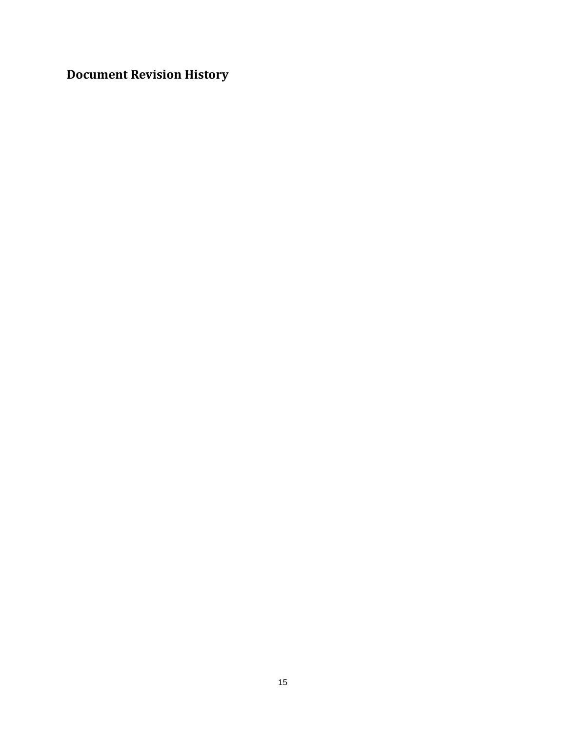## Document Revision History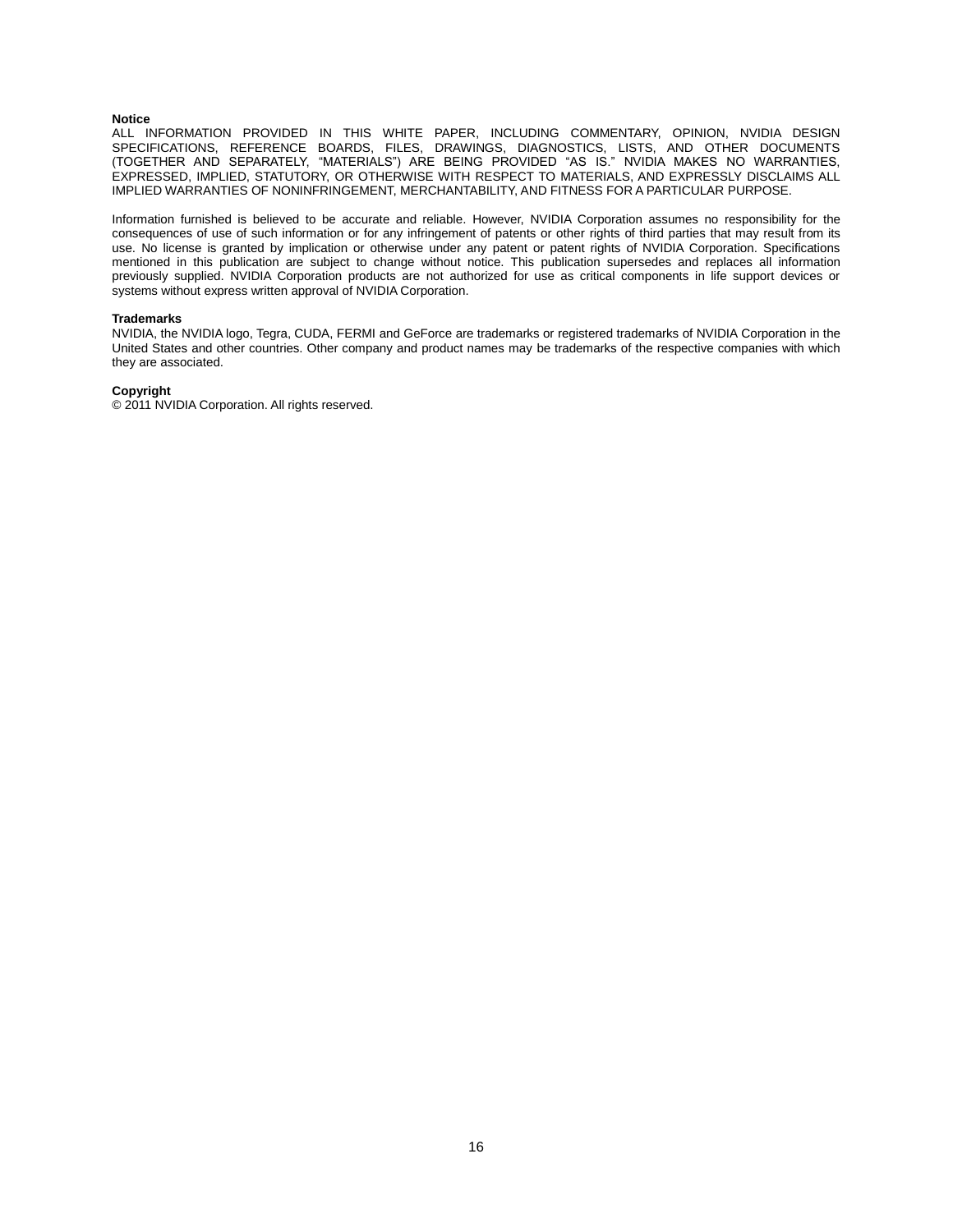**Notice**

ALL INFORMATION PROVIDED IN THIS WHITE PAPER, INCLUDING COMMENTARY, OPINION, NVIDIA DESIGN SPECIFICATIONS, REFERENCE BOARDS, FILES, DRAWINGS, DIAGNOSTICS, LISTS, AND OTHER DOCUMENTS (TOGETHER AND SEPARATELY, "MATERIALS") ARE BEING PROVIDED "AS IS." NVIDIA MAKES NO WARRANTIES, EXPRESSED, IMPLIED, STATUTORY, OR OTHERWISE WITH RESPECT TO MATERIALS, AND EXPRESSLY DISCLAIMS ALL IMPLIED WARRANTIES OF NONINFRINGEMENT, MERCHANTABILITY, AND FITNESS FOR A PARTICULAR PURPOSE.

Information furnished is believed to be accurate and reliable. However, NVIDIA Corporation assumes no responsibility for the consequences of use of such information or for any infringement of patents or other rights of third parties that may result from its use. No license is granted by implication or otherwise under any patent or patent rights of NVIDIA Corporation. Specifications mentioned in this publication are subject to change without notice. This publication supersedes and replaces all information previously supplied. NVIDIA Corporation products are not authorized for use as critical components in life support devices or systems without express written approval of NVIDIA Corporation.

**Trademarks**

NVIDIA, the NVIDIA logo, Tegra, CUDA, FERMI and GeForce are trademarks or registered trademarks of NVIDIA Corporation in the United States and other countries. Other company and product names may be trademarks of the respective companies with which they are associated.

**Copyright**

© 2011 NVIDIA Corporation. All rights reserved.